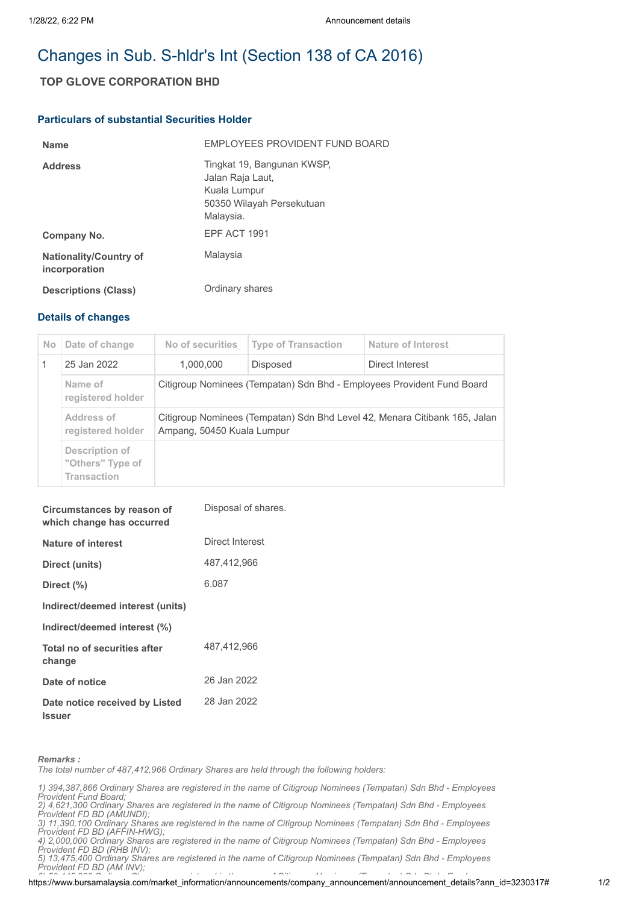# Changes in Sub. S-hldr's Int (Section 138 of CA 2016)

## TOP GLOVE CORPORATION BHD

### Particulars of substantial Securities Holder

| | |
|---|---|
| **Name** | EMPLOYEES PROVIDENT FUND BOARD |
| **Address** | Tingkat 19, Bangunan KWSP,<br>Jalan Raja Laut,<br>Kuala Lumpur<br>50350 Wilayah Persekutuan<br>Malaysia. |
| **Company No.** | EPF ACT 1991 |
| **Nationality/Country of incorporation** | Malaysia |
| **Descriptions (Class)** | Ordinary shares |

### Details of changes

| No | Date of change | No of securities | Type of Transaction | Nature of Interest |
|---|---|---|---|---|
| 1 | 25 Jan 2022 | 1,000,000 | Disposed | Direct Interest |
| | Name of registered holder | Citigroup Nominees (Tempatan) Sdn Bhd - Employees Provident Fund Board | | |
| | Address of registered holder | Citigroup Nominees (Tempatan) Sdn Bhd Level 42, Menara Citibank 165, Jalan Ampang, 50450 Kuala Lumpur | | |
| | Description of "Others" Type of Transaction | | | |

| | |
|---|---|
| **Circumstances by reason of which change has occurred** | Disposal of shares. |
| **Nature of interest** | Direct Interest |
| **Direct (units)** | 487,412,966 |
| **Direct (%)** | 6.087 |
| **Indirect/deemed interest (units)** | |
| **Indirect/deemed interest (%)** | |
| **Total no of securities after change** | 487,412,966 |
| **Date of notice** | 26 Jan 2022 |
| **Date notice received by Listed Issuer** | 28 Jan 2022 |

***Remarks :***
*The total number of 487,412,966 Ordinary Shares are held through the following holders:*

*1) 394,387,866 Ordinary Shares are registered in the name of Citigroup Nominees (Tempatan) Sdn Bhd - Employees Provident Fund Board;*
*2) 4,621,300 Ordinary Shares are registered in the name of Citigroup Nominees (Tempatan) Sdn Bhd - Employees Provident FD BD (AMUNDI);*
*3) 11,390,100 Ordinary Shares are registered in the name of Citigroup Nominees (Tempatan) Sdn Bhd - Employees Provident FD BD (AFFIN-HWG);*
*4) 2,000,000 Ordinary Shares are registered in the name of Citigroup Nominees (Tempatan) Sdn Bhd - Employees Provident FD BD (RHB INV);*
*5) 13,475,400 Ordinary Shares are registered in the name of Citigroup Nominees (Tempatan) Sdn Bhd - Employees Provident FD BD (AM INV);*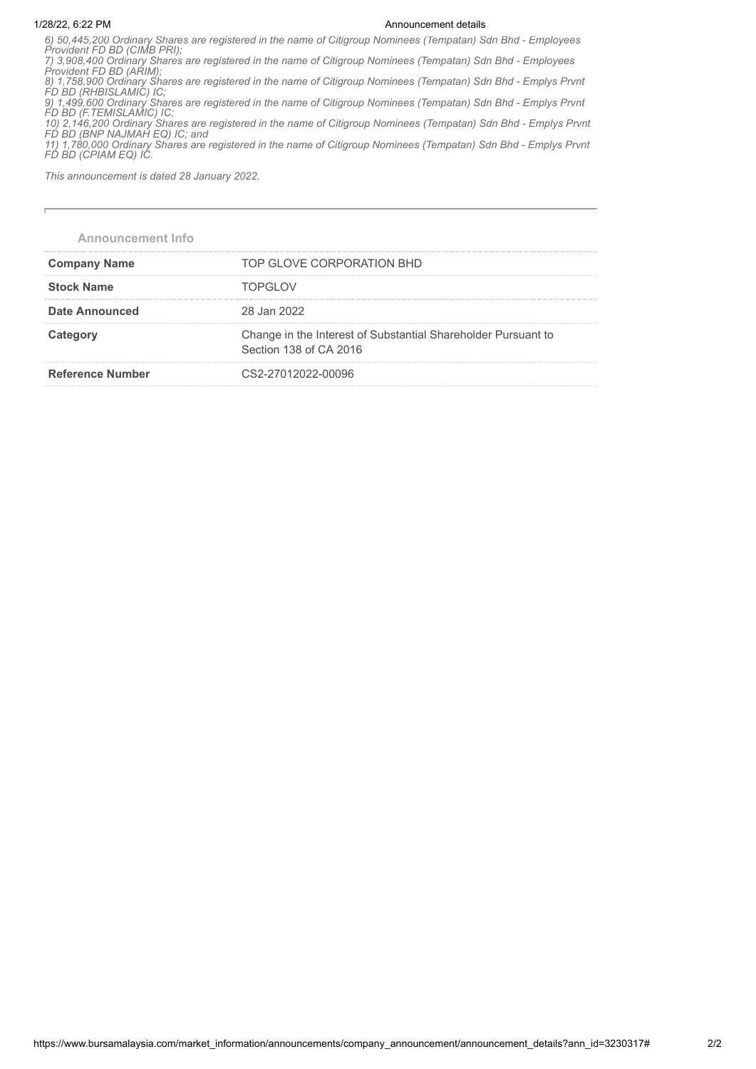*6) 50,445,200 Ordinary Shares are registered in the name of Citigroup Nominees (Tempatan) Sdn Bhd - Employees Provident FD BD (CIMB PRI);*
*7) 3,908,400 Ordinary Shares are registered in the name of Citigroup Nominees (Tempatan) Sdn Bhd - Employees Provident FD BD (ARIM);*
*8) 1,758,900 Ordinary Shares are registered in the name of Citigroup Nominees (Tempatan) Sdn Bhd - Emplys Prvnt FD BD (RHBISLAMIC) IC;*
*9) 1,499,600 Ordinary Shares are registered in the name of Citigroup Nominees (Tempatan) Sdn Bhd - Emplys Prvnt FD BD (F.TEMISLAMIC) IC;*
*10) 2,146,200 Ordinary Shares are registered in the name of Citigroup Nominees (Tempatan) Sdn Bhd - Emplys Prvnt FD BD (BNP NAJMAH EQ) IC; and*
*11) 1,780,000 Ordinary Shares are registered in the name of Citigroup Nominees (Tempatan) Sdn Bhd - Emplys Prvnt FD BD (CPIAM EQ) IC.*

*This announcement is dated 28 January 2022.*

### Announcement Info

| | |
|---|---|
| **Company Name** | TOP GLOVE CORPORATION BHD |
| **Stock Name** | TOPGLOV |
| **Date Announced** | 28 Jan 2022 |
| **Category** | Change in the Interest of Substantial Shareholder Pursuant to Section 138 of CA 2016 |
| **Reference Number** | CS2-27012022-00096 |